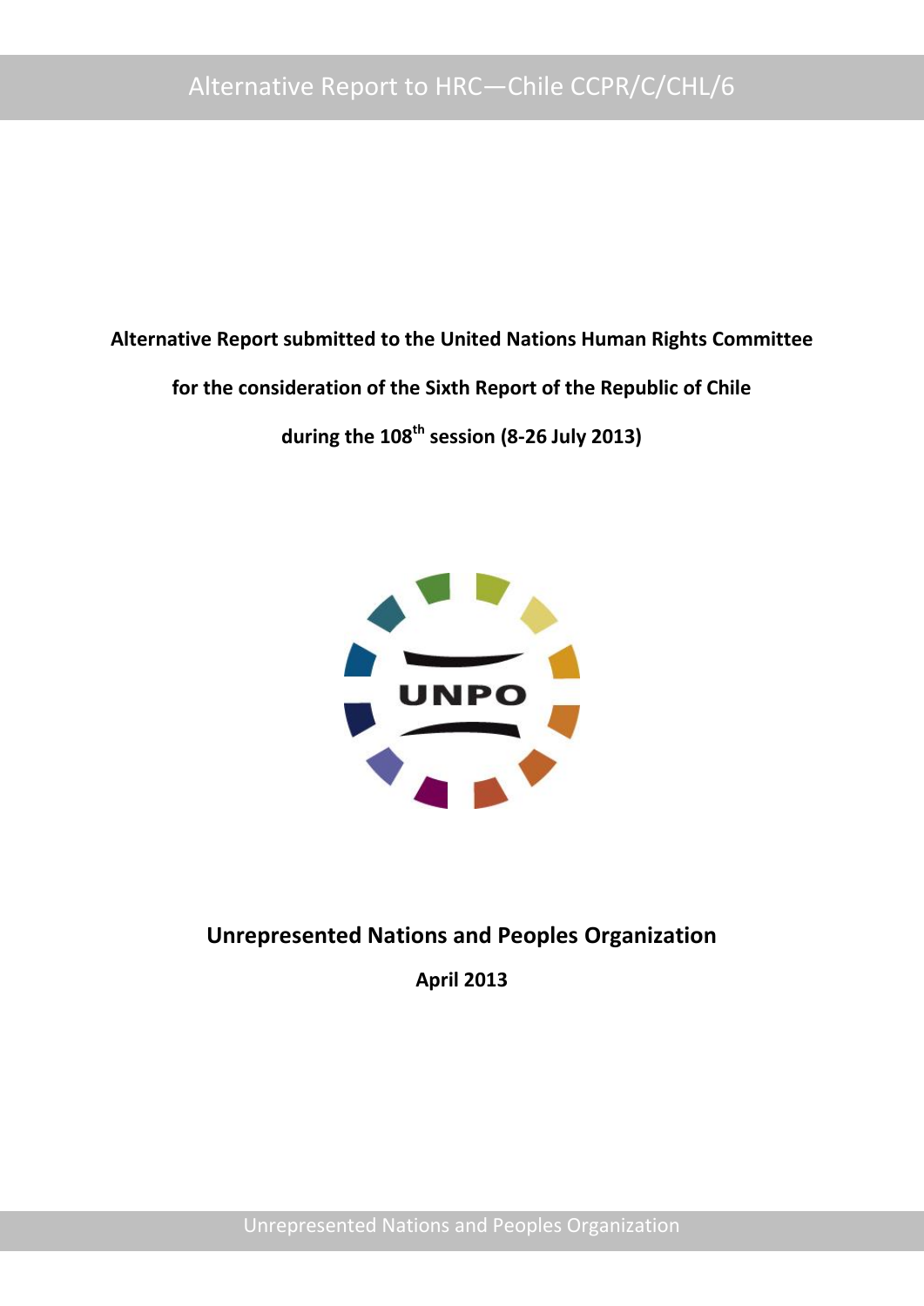**Alternative Report submitted to the United Nations Human Rights Committee**

**for the consideration of the Sixth Report of the Republic of Chile**

**during the 108th session (8-26 July 2013)**

UNPO

**Unrepresented Nations and Peoples Organization**

**April 2013**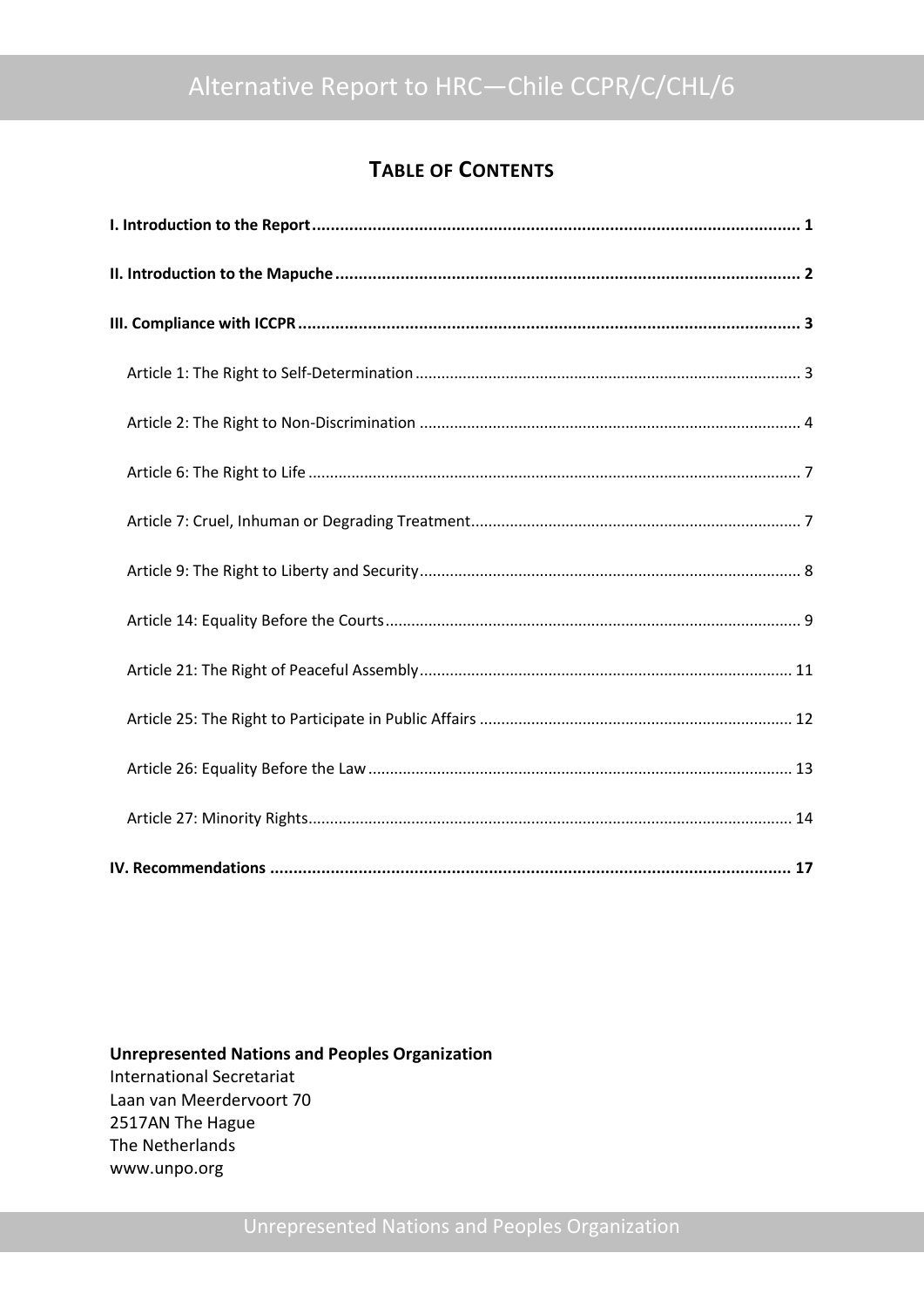## TABLE OF CONTENTS

**I. Introduction to the Report** ........ 1

**II. Introduction to the Mapuche** ........ 2

**III. Compliance with ICCPR** ........ 3

- Article 1: The Right to Self-Determination ........ 3
- Article 2: The Right to Non-Discrimination ........ 4
- Article 6: The Right to Life ........ 7
- Article 7: Cruel, Inhuman or Degrading Treatment ........ 7
- Article 9: The Right to Liberty and Security ........ 8
- Article 14: Equality Before the Courts ........ 9
- Article 21: The Right of Peaceful Assembly ........ 11
- Article 25: The Right to Participate in Public Affairs ........ 12
- Article 26: Equality Before the Law ........ 13
- Article 27: Minority Rights ........ 14

**IV. Recommendations** ........ 17

**Unrepresented Nations and Peoples Organization**
International Secretariat
Laan van Meerdervoort 70
2517AN The Hague
The Netherlands
www.unpo.org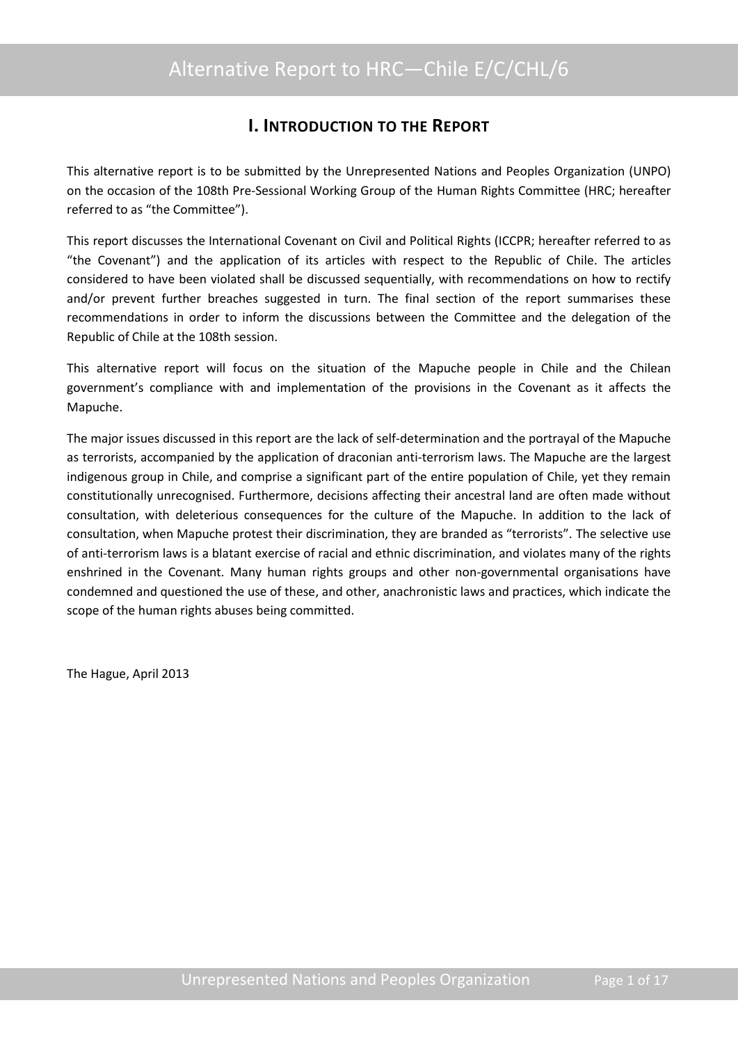## I. Introduction to the Report

This alternative report is to be submitted by the Unrepresented Nations and Peoples Organization (UNPO) on the occasion of the 108th Pre-Sessional Working Group of the Human Rights Committee (HRC; hereafter referred to as "the Committee").

This report discusses the International Covenant on Civil and Political Rights (ICCPR; hereafter referred to as "the Covenant") and the application of its articles with respect to the Republic of Chile. The articles considered to have been violated shall be discussed sequentially, with recommendations on how to rectify and/or prevent further breaches suggested in turn. The final section of the report summarises these recommendations in order to inform the discussions between the Committee and the delegation of the Republic of Chile at the 108th session.

This alternative report will focus on the situation of the Mapuche people in Chile and the Chilean government's compliance with and implementation of the provisions in the Covenant as it affects the Mapuche.

The major issues discussed in this report are the lack of self-determination and the portrayal of the Mapuche as terrorists, accompanied by the application of draconian anti-terrorism laws. The Mapuche are the largest indigenous group in Chile, and comprise a significant part of the entire population of Chile, yet they remain constitutionally unrecognised. Furthermore, decisions affecting their ancestral land are often made without consultation, with deleterious consequences for the culture of the Mapuche. In addition to the lack of consultation, when Mapuche protest their discrimination, they are branded as "terrorists". The selective use of anti-terrorism laws is a blatant exercise of racial and ethnic discrimination, and violates many of the rights enshrined in the Covenant. Many human rights groups and other non-governmental organisations have condemned and questioned the use of these, and other, anachronistic laws and practices, which indicate the scope of the human rights abuses being committed.

The Hague, April 2013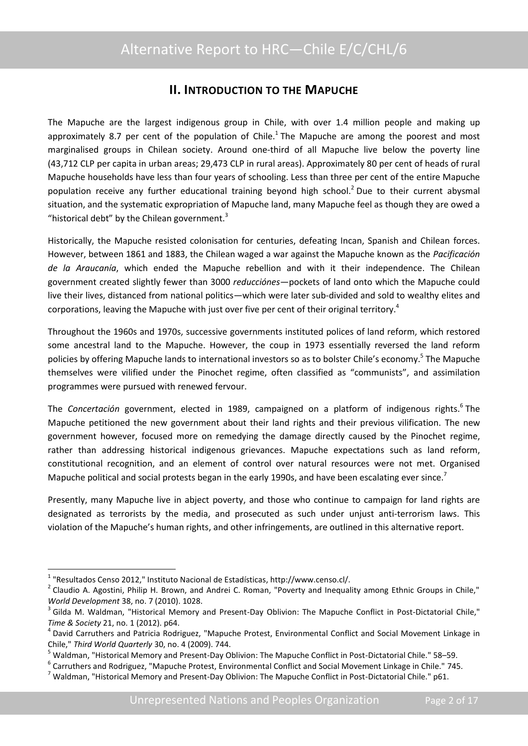## II. Introduction to the Mapuche

The Mapuche are the largest indigenous group in Chile, with over 1.4 million people and making up approximately 8.7 per cent of the population of Chile.[1] The Mapuche are among the poorest and most marginalised groups in Chilean society. Around one-third of all Mapuche live below the poverty line (43,712 CLP per capita in urban areas; 29,473 CLP in rural areas). Approximately 80 per cent of heads of rural Mapuche households have less than four years of schooling. Less than three per cent of the entire Mapuche population receive any further educational training beyond high school.[2] Due to their current abysmal situation, and the systematic expropriation of Mapuche land, many Mapuche feel as though they are owed a "historical debt" by the Chilean government.[3]

Historically, the Mapuche resisted colonisation for centuries, defeating Incan, Spanish and Chilean forces. However, between 1861 and 1883, the Chilean waged a war against the Mapuche known as the *Pacificación de la Araucanía*, which ended the Mapuche rebellion and with it their independence. The Chilean government created slightly fewer than 3000 *reducciónes*—pockets of land onto which the Mapuche could live their lives, distanced from national politics—which were later sub-divided and sold to wealthy elites and corporations, leaving the Mapuche with just over five per cent of their original territory.[4]

Throughout the 1960s and 1970s, successive governments instituted polices of land reform, which restored some ancestral land to the Mapuche. However, the coup in 1973 essentially reversed the land reform policies by offering Mapuche lands to international investors so as to bolster Chile's economy.[5] The Mapuche themselves were vilified under the Pinochet regime, often classified as "communists", and assimilation programmes were pursued with renewed fervour.

The *Concertación* government, elected in 1989, campaigned on a platform of indigenous rights.[6] The Mapuche petitioned the new government about their land rights and their previous vilification. The new government however, focused more on remedying the damage directly caused by the Pinochet regime, rather than addressing historical indigenous grievances. Mapuche expectations such as land reform, constitutional recognition, and an element of control over natural resources were not met. Organised Mapuche political and social protests began in the early 1990s, and have been escalating ever since.[7]

Presently, many Mapuche live in abject poverty, and those who continue to campaign for land rights are designated as terrorists by the media, and prosecuted as such under unjust anti-terrorism laws. This violation of the Mapuche's human rights, and other infringements, are outlined in this alternative report.

---

[1] "Resultados Censo 2012," Instituto Nacional de Estadísticas, http://www.censo.cl/.

[2] Claudio A. Agostini, Philip H. Brown, and Andrei C. Roman, "Poverty and Inequality among Ethnic Groups in Chile," *World Development* 38, no. 7 (2010). 1028.

[3] Gilda M. Waldman, "Historical Memory and Present-Day Oblivion: The Mapuche Conflict in Post-Dictatorial Chile," *Time & Society* 21, no. 1 (2012). p64.

[4] David Carruthers and Patricia Rodriguez, "Mapuche Protest, Environmental Conflict and Social Movement Linkage in Chile," *Third World Quarterly* 30, no. 4 (2009). 744.

[5] Waldman, "Historical Memory and Present-Day Oblivion: The Mapuche Conflict in Post-Dictatorial Chile." 58–59.

[6] Carruthers and Rodriguez, "Mapuche Protest, Environmental Conflict and Social Movement Linkage in Chile." 745.

[7] Waldman, "Historical Memory and Present-Day Oblivion: The Mapuche Conflict in Post-Dictatorial Chile." p61.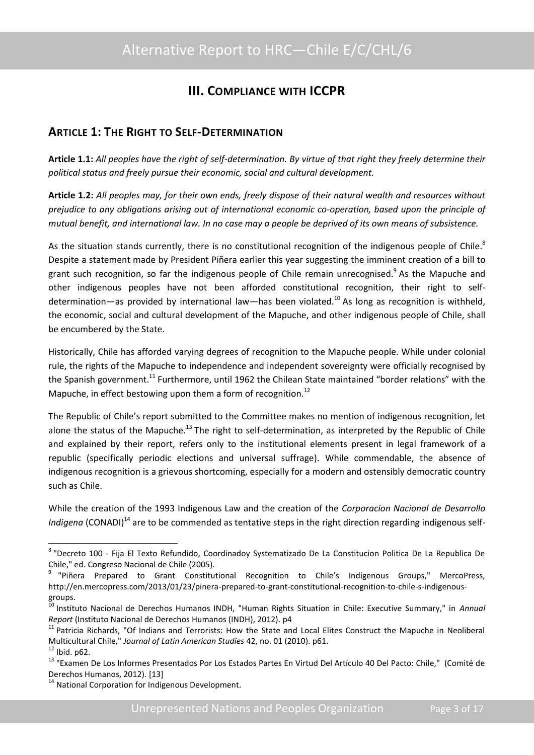## III. Compliance with ICCPR

### Article 1: The Right to Self-Determination

**Article 1.1:** *All peoples have the right of self-determination. By virtue of that right they freely determine their political status and freely pursue their economic, social and cultural development.*

**Article 1.2:** *All peoples may, for their own ends, freely dispose of their natural wealth and resources without prejudice to any obligations arising out of international economic co-operation, based upon the principle of mutual benefit, and international law. In no case may a people be deprived of its own means of subsistence.*

As the situation stands currently, there is no constitutional recognition of the indigenous people of Chile.[8] Despite a statement made by President Piñera earlier this year suggesting the imminent creation of a bill to grant such recognition, so far the indigenous people of Chile remain unrecognised.[9] As the Mapuche and other indigenous peoples have not been afforded constitutional recognition, their right to self-determination—as provided by international law—has been violated.[10] As long as recognition is withheld, the economic, social and cultural development of the Mapuche, and other indigenous people of Chile, shall be encumbered by the State.

Historically, Chile has afforded varying degrees of recognition to the Mapuche people. While under colonial rule, the rights of the Mapuche to independence and independent sovereignty were officially recognised by the Spanish government.[11] Furthermore, until 1962 the Chilean State maintained "border relations" with the Mapuche, in effect bestowing upon them a form of recognition.[12]

The Republic of Chile's report submitted to the Committee makes no mention of indigenous recognition, let alone the status of the Mapuche.[13] The right to self-determination, as interpreted by the Republic of Chile and explained by their report, refers only to the institutional elements present in legal framework of a republic (specifically periodic elections and universal suffrage). While commendable, the absence of indigenous recognition is a grievous shortcoming, especially for a modern and ostensibly democratic country such as Chile.

While the creation of the 1993 Indigenous Law and the creation of the *Corporacion Nacional de Desarrollo Indigena* (CONADI)[14] are to be commended as tentative steps in the right direction regarding indigenous self-

---

[8] "Decreto 100 - Fija El Texto Refundido, Coordinadoy Systematizado De La Constitucion Politica De La Republica De Chile," ed. Congreso Nacional de Chile (2005).

[9] "Piñera Prepared to Grant Constitutional Recognition to Chile's Indigenous Groups," MercoPress, http://en.mercopress.com/2013/01/23/pinera-prepared-to-grant-constitutional-recognition-to-chile-s-indigenous-groups.

[10] Instituto Nacional de Derechos Humanos INDH, "Human Rights Situation in Chile: Executive Summary," in *Annual Report* (Instituto Nacional de Derechos Humanos (INDH), 2012). p4

[11] Patricia Richards, "Of Indians and Terrorists: How the State and Local Elites Construct the Mapuche in Neoliberal Multicultural Chile," *Journal of Latin American Studies* 42, no. 01 (2010). p61.

[12] Ibid. p62.

[13] "Examen De Los Informes Presentados Por Los Estados Partes En Virtud Del Artículo 40 Del Pacto: Chile," (Comité de Derechos Humanos, 2012). [13]

[14] National Corporation for Indigenous Development.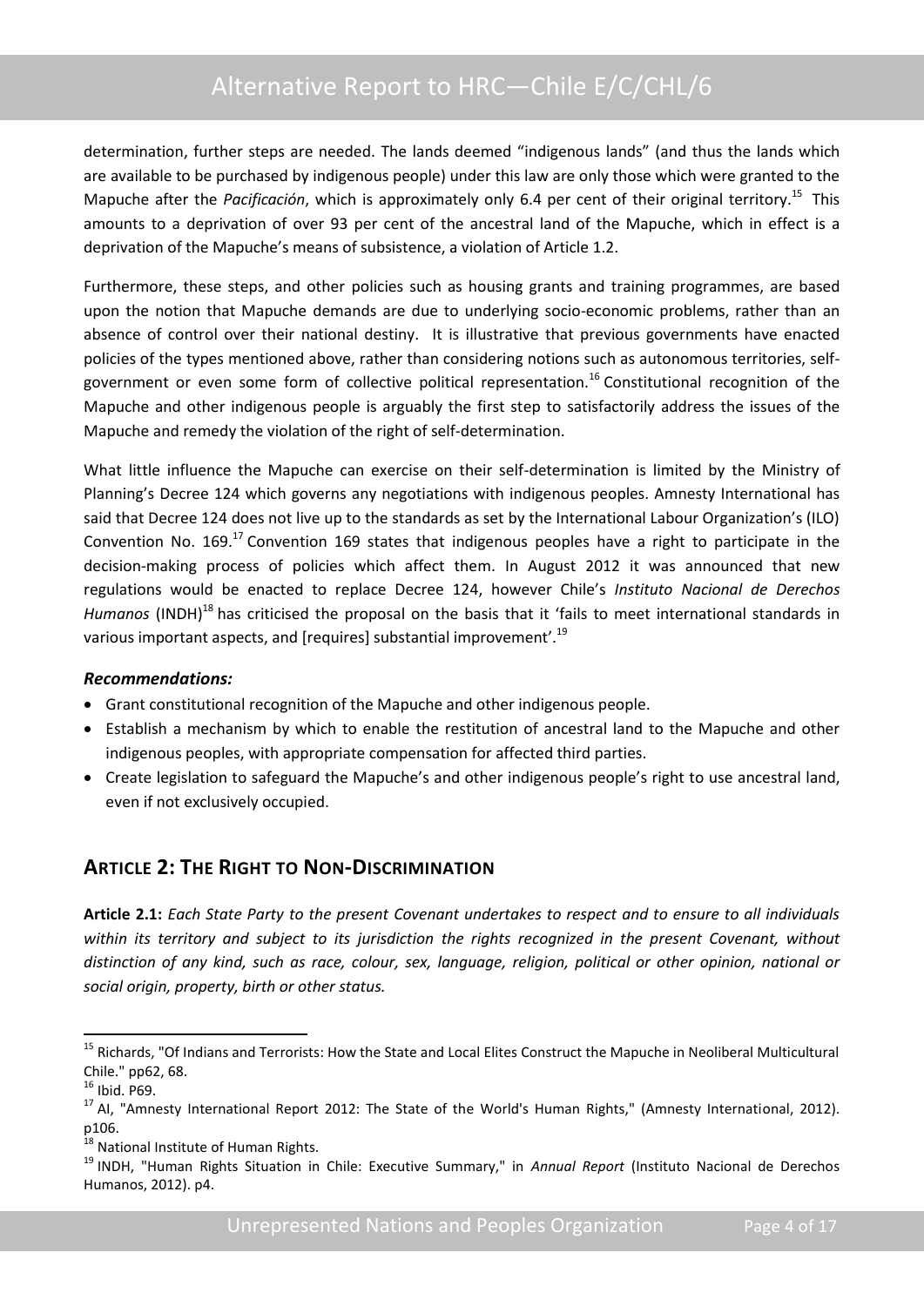determination, further steps are needed. The lands deemed "indigenous lands" (and thus the lands which are available to be purchased by indigenous people) under this law are only those which were granted to the Mapuche after the *Pacificación*, which is approximately only 6.4 per cent of their original territory.[15] This amounts to a deprivation of over 93 per cent of the ancestral land of the Mapuche, which in effect is a deprivation of the Mapuche's means of subsistence, a violation of Article 1.2.

Furthermore, these steps, and other policies such as housing grants and training programmes, are based upon the notion that Mapuche demands are due to underlying socio-economic problems, rather than an absence of control over their national destiny. It is illustrative that previous governments have enacted policies of the types mentioned above, rather than considering notions such as autonomous territories, self-government or even some form of collective political representation.[16] Constitutional recognition of the Mapuche and other indigenous people is arguably the first step to satisfactorily address the issues of the Mapuche and remedy the violation of the right of self-determination.

What little influence the Mapuche can exercise on their self-determination is limited by the Ministry of Planning's Decree 124 which governs any negotiations with indigenous peoples. Amnesty International has said that Decree 124 does not live up to the standards as set by the International Labour Organization's (ILO) Convention No. 169.[17] Convention 169 states that indigenous peoples have a right to participate in the decision-making process of policies which affect them. In August 2012 it was announced that new regulations would be enacted to replace Decree 124, however Chile's *Instituto Nacional de Derechos Humanos* (INDH)[18] has criticised the proposal on the basis that it 'fails to meet international standards in various important aspects, and [requires] substantial improvement'.[19]

***Recommendations:***

- Grant constitutional recognition of the Mapuche and other indigenous people.
- Establish a mechanism by which to enable the restitution of ancestral land to the Mapuche and other indigenous peoples, with appropriate compensation for affected third parties.
- Create legislation to safeguard the Mapuche's and other indigenous people's right to use ancestral land, even if not exclusively occupied.

## Article 2: The Right to Non-Discrimination

**Article 2.1:** *Each State Party to the present Covenant undertakes to respect and to ensure to all individuals within its territory and subject to its jurisdiction the rights recognized in the present Covenant, without distinction of any kind, such as race, colour, sex, language, religion, political or other opinion, national or social origin, property, birth or other status.*

---

[15] Richards, "Of Indians and Terrorists: How the State and Local Elites Construct the Mapuche in Neoliberal Multicultural Chile." pp62, 68.

[16] Ibid. P69.

[17] AI, "Amnesty International Report 2012: The State of the World's Human Rights," (Amnesty International, 2012). p106.

[18] National Institute of Human Rights.

[19] INDH, "Human Rights Situation in Chile: Executive Summary," in *Annual Report* (Instituto Nacional de Derechos Humanos, 2012). p4.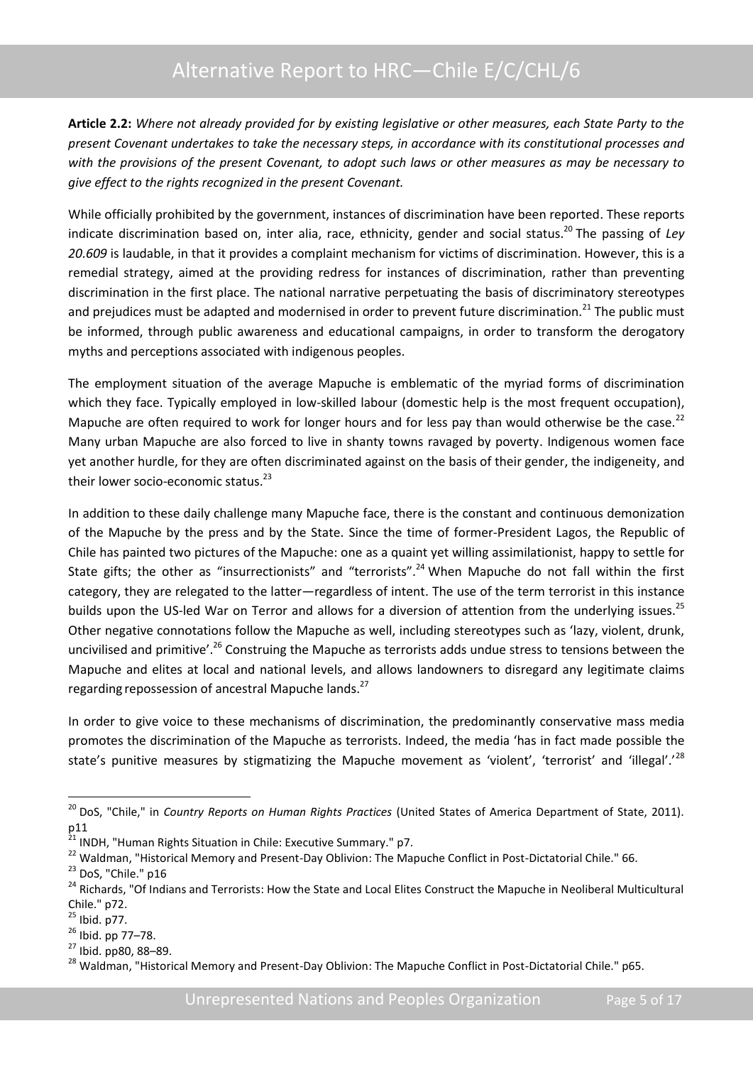**Article 2.2:** *Where not already provided for by existing legislative or other measures, each State Party to the present Covenant undertakes to take the necessary steps, in accordance with its constitutional processes and with the provisions of the present Covenant, to adopt such laws or other measures as may be necessary to give effect to the rights recognized in the present Covenant.*

While officially prohibited by the government, instances of discrimination have been reported. These reports indicate discrimination based on, inter alia, race, ethnicity, gender and social status.[20] The passing of *Ley 20.609* is laudable, in that it provides a complaint mechanism for victims of discrimination. However, this is a remedial strategy, aimed at the providing redress for instances of discrimination, rather than preventing discrimination in the first place. The national narrative perpetuating the basis of discriminatory stereotypes and prejudices must be adapted and modernised in order to prevent future discrimination.[21] The public must be informed, through public awareness and educational campaigns, in order to transform the derogatory myths and perceptions associated with indigenous peoples.

The employment situation of the average Mapuche is emblematic of the myriad forms of discrimination which they face. Typically employed in low-skilled labour (domestic help is the most frequent occupation), Mapuche are often required to work for longer hours and for less pay than would otherwise be the case.[22] Many urban Mapuche are also forced to live in shanty towns ravaged by poverty. Indigenous women face yet another hurdle, for they are often discriminated against on the basis of their gender, the indigeneity, and their lower socio-economic status.[23]

In addition to these daily challenge many Mapuche face, there is the constant and continuous demonization of the Mapuche by the press and by the State. Since the time of former-President Lagos, the Republic of Chile has painted two pictures of the Mapuche: one as a quaint yet willing assimilationist, happy to settle for State gifts; the other as "insurrectionists" and "terrorists".[24] When Mapuche do not fall within the first category, they are relegated to the latter—regardless of intent. The use of the term terrorist in this instance builds upon the US-led War on Terror and allows for a diversion of attention from the underlying issues.[25] Other negative connotations follow the Mapuche as well, including stereotypes such as 'lazy, violent, drunk, uncivilised and primitive'.[26] Construing the Mapuche as terrorists adds undue stress to tensions between the Mapuche and elites at local and national levels, and allows landowners to disregard any legitimate claims regarding repossession of ancestral Mapuche lands.[27]

In order to give voice to these mechanisms of discrimination, the predominantly conservative mass media promotes the discrimination of the Mapuche as terrorists. Indeed, the media 'has in fact made possible the state's punitive measures by stigmatizing the Mapuche movement as 'violent', 'terrorist' and 'illegal'.'[28]

---

[20] DoS, "Chile," in *Country Reports on Human Rights Practices* (United States of America Department of State, 2011). p11

[21] INDH, "Human Rights Situation in Chile: Executive Summary." p7.

[22] Waldman, "Historical Memory and Present-Day Oblivion: The Mapuche Conflict in Post-Dictatorial Chile." 66.

[23] DoS, "Chile." p16

[24] Richards, "Of Indians and Terrorists: How the State and Local Elites Construct the Mapuche in Neoliberal Multicultural Chile." p72.

[25] Ibid. p77.

[26] Ibid. pp 77–78.

[27] Ibid. pp80, 88–89.

[28] Waldman, "Historical Memory and Present-Day Oblivion: The Mapuche Conflict in Post-Dictatorial Chile." p65.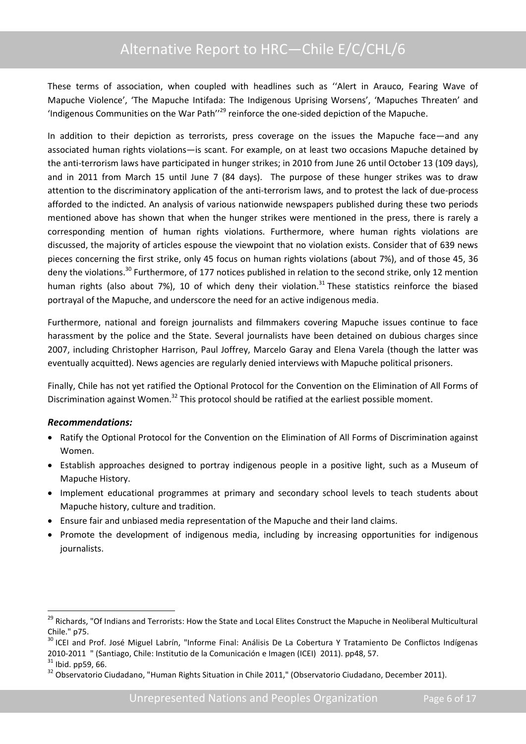These terms of association, when coupled with headlines such as ''Alert in Arauco, Fearing Wave of Mapuche Violence', 'The Mapuche Intifada: The Indigenous Uprising Worsens', 'Mapuches Threaten' and 'Indigenous Communities on the War Path''[29] reinforce the one-sided depiction of the Mapuche.

In addition to their depiction as terrorists, press coverage on the issues the Mapuche face—and any associated human rights violations—is scant. For example, on at least two occasions Mapuche detained by the anti-terrorism laws have participated in hunger strikes; in 2010 from June 26 until October 13 (109 days), and in 2011 from March 15 until June 7 (84 days). The purpose of these hunger strikes was to draw attention to the discriminatory application of the anti-terrorism laws, and to protest the lack of due-process afforded to the indicted. An analysis of various nationwide newspapers published during these two periods mentioned above has shown that when the hunger strikes were mentioned in the press, there is rarely a corresponding mention of human rights violations. Furthermore, where human rights violations are discussed, the majority of articles espouse the viewpoint that no violation exists. Consider that of 639 news pieces concerning the first strike, only 45 focus on human rights violations (about 7%), and of those 45, 36 deny the violations.[30] Furthermore, of 177 notices published in relation to the second strike, only 12 mention human rights (also about 7%), 10 of which deny their violation.[31] These statistics reinforce the biased portrayal of the Mapuche, and underscore the need for an active indigenous media.

Furthermore, national and foreign journalists and filmmakers covering Mapuche issues continue to face harassment by the police and the State. Several journalists have been detained on dubious charges since 2007, including Christopher Harrison, Paul Joffrey, Marcelo Garay and Elena Varela (though the latter was eventually acquitted). News agencies are regularly denied interviews with Mapuche political prisoners.

Finally, Chile has not yet ratified the Optional Protocol for the Convention on the Elimination of All Forms of Discrimination against Women.[32] This protocol should be ratified at the earliest possible moment.

### *Recommendations:*

- Ratify the Optional Protocol for the Convention on the Elimination of All Forms of Discrimination against Women.
- Establish approaches designed to portray indigenous people in a positive light, such as a Museum of Mapuche History.
- Implement educational programmes at primary and secondary school levels to teach students about Mapuche history, culture and tradition.
- Ensure fair and unbiased media representation of the Mapuche and their land claims.
- Promote the development of indigenous media, including by increasing opportunities for indigenous journalists.

---

[29] Richards, "Of Indians and Terrorists: How the State and Local Elites Construct the Mapuche in Neoliberal Multicultural Chile." p75.

[30] ICEI and Prof. José Miguel Labrín, "Informe Final: Análisis De La Cobertura Y Tratamiento De Conflictos Indígenas 2010-2011 " (Santiago, Chile: Institutio de la Comunicación e Imagen (ICEI) 2011). pp48, 57.

[31] Ibid. pp59, 66.

[32] Observatorio Ciudadano, "Human Rights Situation in Chile 2011," (Observatorio Ciudadano, December 2011).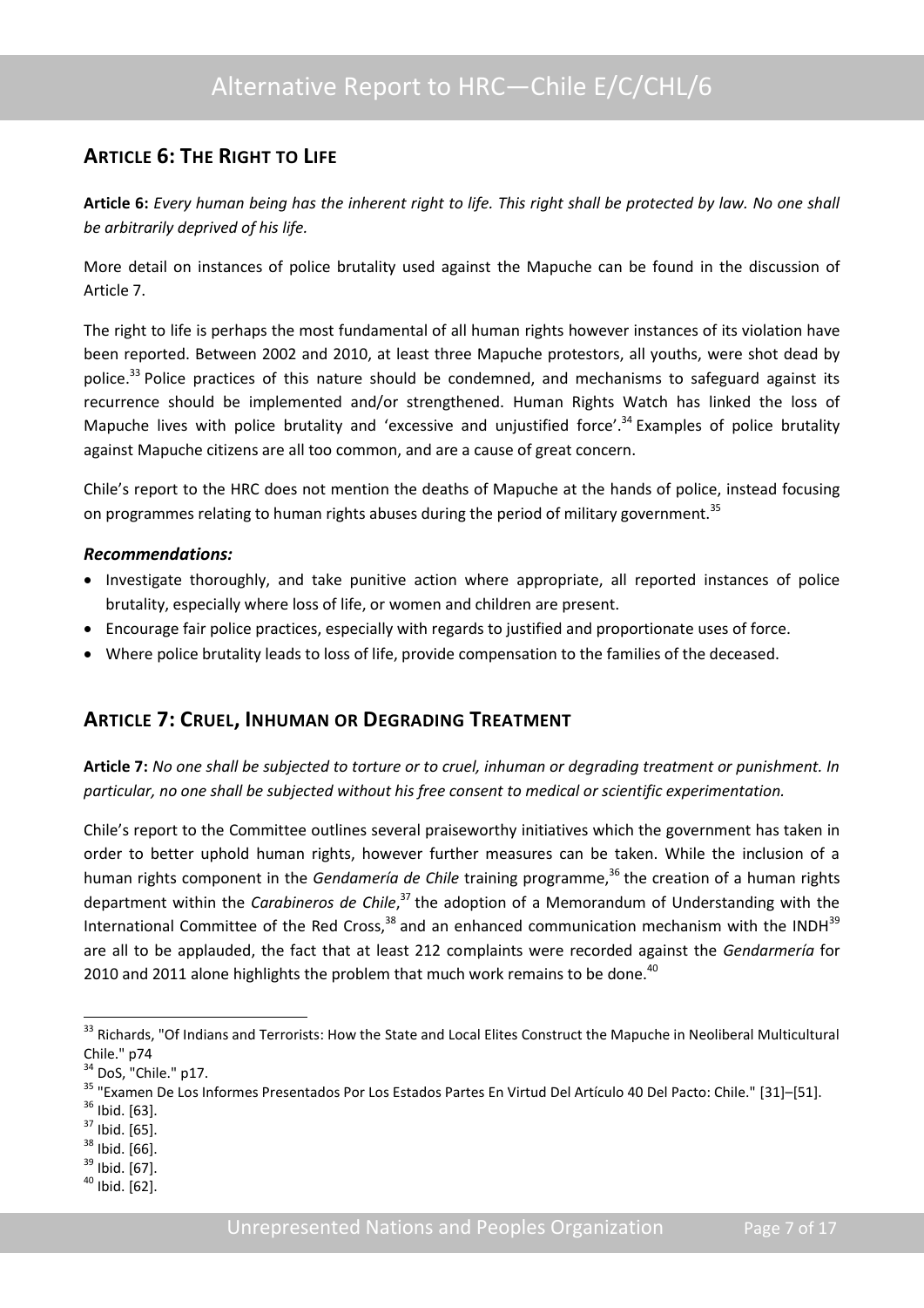## Article 6: The Right to Life

**Article 6:** *Every human being has the inherent right to life. This right shall be protected by law. No one shall be arbitrarily deprived of his life.*

More detail on instances of police brutality used against the Mapuche can be found in the discussion of Article 7.

The right to life is perhaps the most fundamental of all human rights however instances of its violation have been reported. Between 2002 and 2010, at least three Mapuche protestors, all youths, were shot dead by police.[33] Police practices of this nature should be condemned, and mechanisms to safeguard against its recurrence should be implemented and/or strengthened. Human Rights Watch has linked the loss of Mapuche lives with police brutality and 'excessive and unjustified force'.[34] Examples of police brutality against Mapuche citizens are all too common, and are a cause of great concern.

Chile's report to the HRC does not mention the deaths of Mapuche at the hands of police, instead focusing on programmes relating to human rights abuses during the period of military government.[35]

### *Recommendations:*

- Investigate thoroughly, and take punitive action where appropriate, all reported instances of police brutality, especially where loss of life, or women and children are present.
- Encourage fair police practices, especially with regards to justified and proportionate uses of force.
- Where police brutality leads to loss of life, provide compensation to the families of the deceased.

## Article 7: Cruel, Inhuman or Degrading Treatment

**Article 7:** *No one shall be subjected to torture or to cruel, inhuman or degrading treatment or punishment. In particular, no one shall be subjected without his free consent to medical or scientific experimentation.*

Chile's report to the Committee outlines several praiseworthy initiatives which the government has taken in order to better uphold human rights, however further measures can be taken. While the inclusion of a human rights component in the *Gendamería de Chile* training programme,[36] the creation of a human rights department within the *Carabineros de Chile*,[37] the adoption of a Memorandum of Understanding with the International Committee of the Red Cross,[38] and an enhanced communication mechanism with the INDH[39] are all to be applauded, the fact that at least 212 complaints were recorded against the *Gendarmería* for 2010 and 2011 alone highlights the problem that much work remains to be done.[40]

---

[33] Richards, "Of Indians and Terrorists: How the State and Local Elites Construct the Mapuche in Neoliberal Multicultural Chile." p74

[34] DoS, "Chile." p17.

[35] "Examen De Los Informes Presentados Por Los Estados Partes En Virtud Del Artículo 40 Del Pacto: Chile." [31]–[51].

[36] Ibid. [63].

[37] Ibid. [65].

[38] Ibid. [66].

[39] Ibid. [67].

[40] Ibid. [62].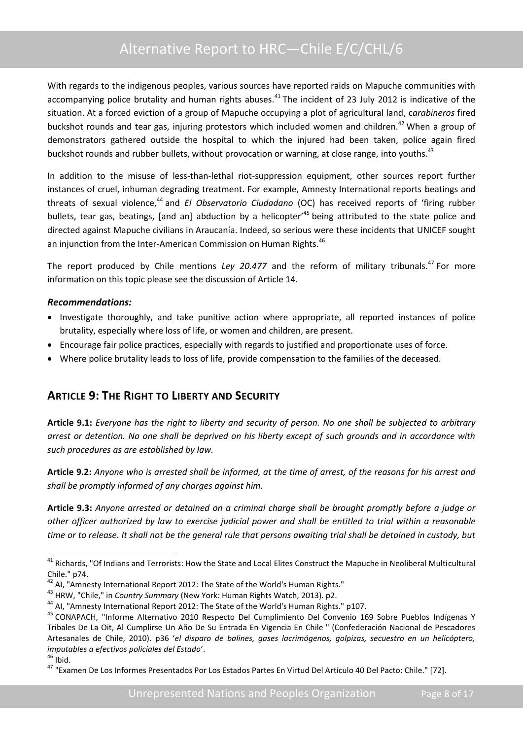With regards to the indigenous peoples, various sources have reported raids on Mapuche communities with accompanying police brutality and human rights abuses.[41] The incident of 23 July 2012 is indicative of the situation. At a forced eviction of a group of Mapuche occupying a plot of agricultural land, c*arabineros* fired buckshot rounds and tear gas, injuring protestors which included women and children.[42] When a group of demonstrators gathered outside the hospital to which the injured had been taken, police again fired buckshot rounds and rubber bullets, without provocation or warning, at close range, into youths.[43]

In addition to the misuse of less-than-lethal riot-suppression equipment, other sources report further instances of cruel, inhuman degrading treatment. For example, Amnesty International reports beatings and threats of sexual violence,[44] and *El Observatorio Ciudadano* (OC) has received reports of 'firing rubber bullets, tear gas, beatings, [and an] abduction by a helicopter'[45] being attributed to the state police and directed against Mapuche civilians in Araucanía. Indeed, so serious were these incidents that UNICEF sought an injunction from the Inter-American Commission on Human Rights.[46]

The report produced by Chile mentions *Ley 20.477* and the reform of military tribunals.[47] For more information on this topic please see the discussion of Article 14.

### *Recommendations:*

- Investigate thoroughly, and take punitive action where appropriate, all reported instances of police brutality, especially where loss of life, or women and children, are present.
- Encourage fair police practices, especially with regards to justified and proportionate uses of force.
- Where police brutality leads to loss of life, provide compensation to the families of the deceased.

## ARTICLE 9: THE RIGHT TO LIBERTY AND SECURITY

**Article 9.1:** *Everyone has the right to liberty and security of person. No one shall be subjected to arbitrary arrest or detention. No one shall be deprived on his liberty except of such grounds and in accordance with such procedures as are established by law.*

**Article 9.2:** *Anyone who is arrested shall be informed, at the time of arrest, of the reasons for his arrest and shall be promptly informed of any charges against him.*

**Article 9.3:** *Anyone arrested or detained on a criminal charge shall be brought promptly before a judge or other officer authorized by law to exercise judicial power and shall be entitled to trial within a reasonable time or to release. It shall not be the general rule that persons awaiting trial shall be detained in custody, but*

---

[41] Richards, "Of Indians and Terrorists: How the State and Local Elites Construct the Mapuche in Neoliberal Multicultural Chile." p74.

[42] AI, "Amnesty International Report 2012: The State of the World's Human Rights."

[43] HRW, "Chile," in *Country Summary* (New York: Human Rights Watch, 2013). p2.

[44] AI, "Amnesty International Report 2012: The State of the World's Human Rights." p107.

[45] CONAPACH, "Informe Alternativo 2010 Respecto Del Cumplimiento Del Convenio 169 Sobre Pueblos Indígenas Y Tribales De La Oit, Al Cumplirse Un Año De Su Entrada En Vigencia En Chile " (Confederación Nacional de Pescadores Artesanales de Chile, 2010). p36 '*el disparo de balines, gases lacrimógenos, golpizas, secuestro en un helicóptero, imputables a efectivos policiales del Estado*'.

[46] Ibid.

[47] "Examen De Los Informes Presentados Por Los Estados Partes En Virtud Del Artículo 40 Del Pacto: Chile." [72].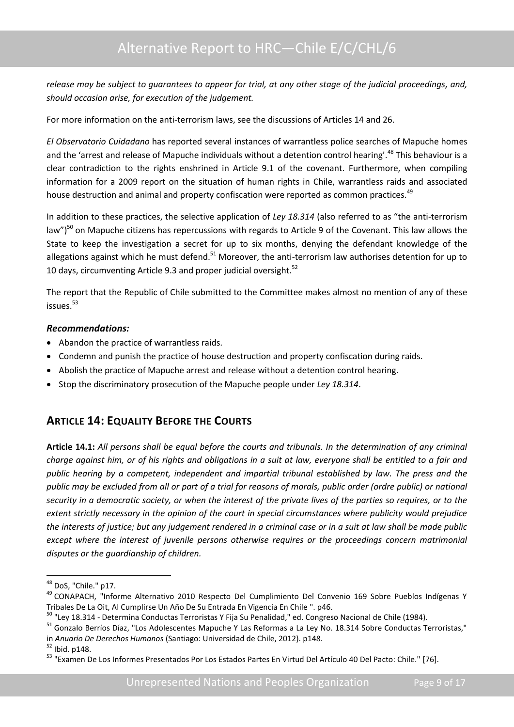*release may be subject to guarantees to appear for trial, at any other stage of the judicial proceedings, and, should occasion arise, for execution of the judgement.*

For more information on the anti-terrorism laws, see the discussions of Articles 14 and 26.

*El Observatorio Cuidadano* has reported several instances of warrantless police searches of Mapuche homes and the 'arrest and release of Mapuche individuals without a detention control hearing'.[48] This behaviour is a clear contradiction to the rights enshrined in Article 9.1 of the covenant. Furthermore, when compiling information for a 2009 report on the situation of human rights in Chile, warrantless raids and associated house destruction and animal and property confiscation were reported as common practices.[49]

In addition to these practices, the selective application of *Ley 18.314* (also referred to as "the anti-terrorism law")[50] on Mapuche citizens has repercussions with regards to Article 9 of the Covenant. This law allows the State to keep the investigation a secret for up to six months, denying the defendant knowledge of the allegations against which he must defend.[51] Moreover, the anti-terrorism law authorises detention for up to 10 days, circumventing Article 9.3 and proper judicial oversight.[52]

The report that the Republic of Chile submitted to the Committee makes almost no mention of any of these issues.[53]

***Recommendations:***

- Abandon the practice of warrantless raids.
- Condemn and punish the practice of house destruction and property confiscation during raids.
- Abolish the practice of Mapuche arrest and release without a detention control hearing.
- Stop the discriminatory prosecution of the Mapuche people under *Ley 18.314*.

## ARTICLE 14: EQUALITY BEFORE THE COURTS

**Article 14.1:** *All persons shall be equal before the courts and tribunals. In the determination of any criminal charge against him, or of his rights and obligations in a suit at law, everyone shall be entitled to a fair and public hearing by a competent, independent and impartial tribunal established by law. The press and the public may be excluded from all or part of a trial for reasons of morals, public order (ordre public) or national security in a democratic society, or when the interest of the private lives of the parties so requires, or to the extent strictly necessary in the opinion of the court in special circumstances where publicity would prejudice the interests of justice; but any judgement rendered in a criminal case or in a suit at law shall be made public except where the interest of juvenile persons otherwise requires or the proceedings concern matrimonial disputes or the guardianship of children.*

---

[48] DoS, "Chile." p17.

[49] CONAPACH, "Informe Alternativo 2010 Respecto Del Cumplimiento Del Convenio 169 Sobre Pueblos Indígenas Y Tribales De La Oit, Al Cumplirse Un Año De Su Entrada En Vigencia En Chile ". p46.

[50] "Ley 18.314 - Determina Conductas Terroristas Y Fija Su Penalidad," ed. Congreso Nacional de Chile (1984).

[51] Gonzalo Berríos Díaz, "Los Adolescentes Mapuche Y Las Reformas a La Ley No. 18.314 Sobre Conductas Terroristas," in *Anuario De Derechos Humanos* (Santiago: Universidad de Chile, 2012). p148.

[52] Ibid. p148.

[53] "Examen De Los Informes Presentados Por Los Estados Partes En Virtud Del Artículo 40 Del Pacto: Chile." [76].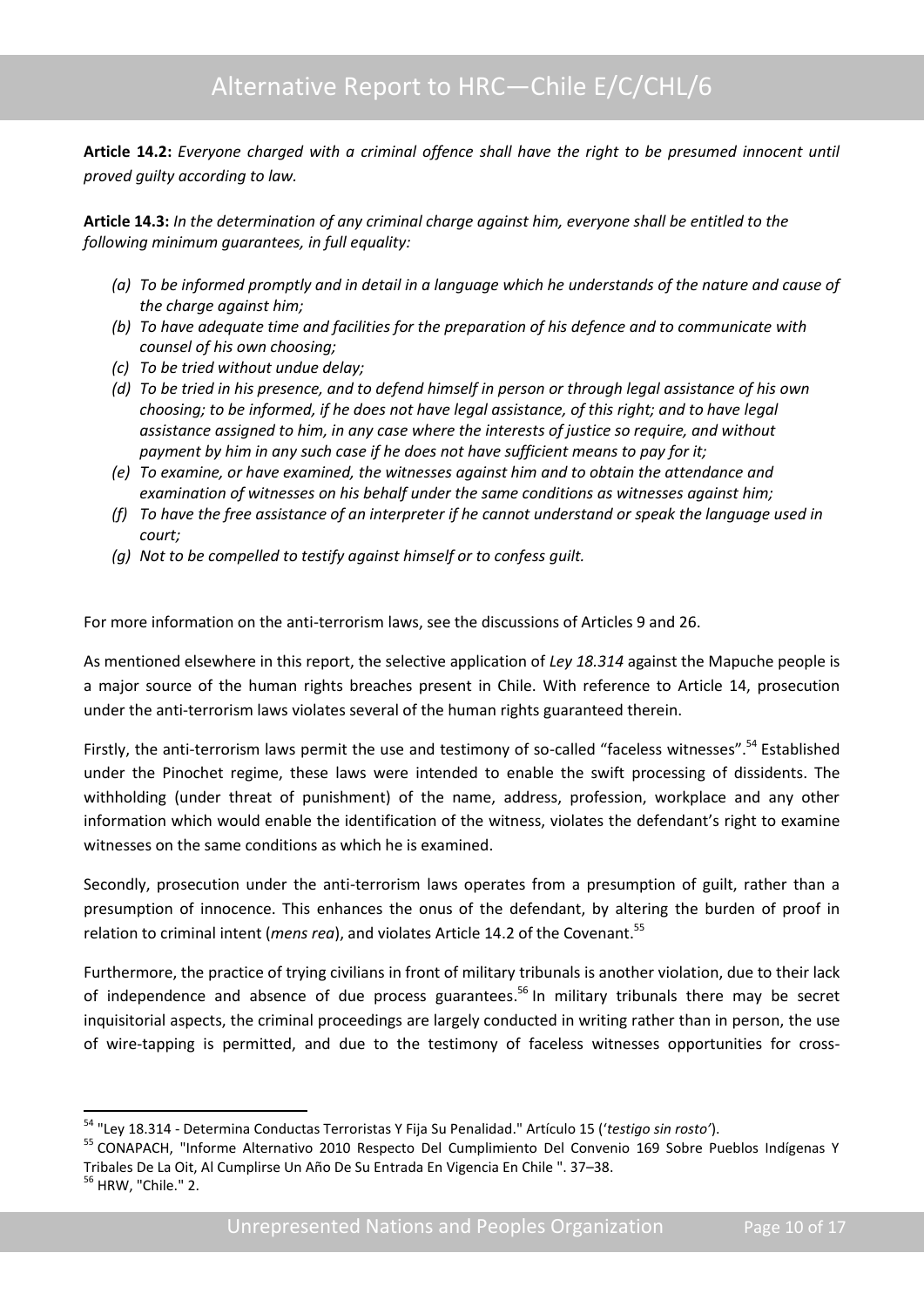**Article 14.2:** *Everyone charged with a criminal offence shall have the right to be presumed innocent until proved guilty according to law.*

**Article 14.3:** *In the determination of any criminal charge against him, everyone shall be entitled to the following minimum guarantees, in full equality:*

- *(a) To be informed promptly and in detail in a language which he understands of the nature and cause of the charge against him;*
- *(b) To have adequate time and facilities for the preparation of his defence and to communicate with counsel of his own choosing;*
- *(c) To be tried without undue delay;*
- *(d) To be tried in his presence, and to defend himself in person or through legal assistance of his own choosing; to be informed, if he does not have legal assistance, of this right; and to have legal assistance assigned to him, in any case where the interests of justice so require, and without payment by him in any such case if he does not have sufficient means to pay for it;*
- *(e) To examine, or have examined, the witnesses against him and to obtain the attendance and examination of witnesses on his behalf under the same conditions as witnesses against him;*
- *(f) To have the free assistance of an interpreter if he cannot understand or speak the language used in court;*
- *(g) Not to be compelled to testify against himself or to confess guilt.*

For more information on the anti-terrorism laws, see the discussions of Articles 9 and 26.

As mentioned elsewhere in this report, the selective application of *Ley 18.314* against the Mapuche people is a major source of the human rights breaches present in Chile. With reference to Article 14, prosecution under the anti-terrorism laws violates several of the human rights guaranteed therein.

Firstly, the anti-terrorism laws permit the use and testimony of so-called "faceless witnesses".[54] Established under the Pinochet regime, these laws were intended to enable the swift processing of dissidents. The withholding (under threat of punishment) of the name, address, profession, workplace and any other information which would enable the identification of the witness, violates the defendant's right to examine witnesses on the same conditions as which he is examined.

Secondly, prosecution under the anti-terrorism laws operates from a presumption of guilt, rather than a presumption of innocence. This enhances the onus of the defendant, by altering the burden of proof in relation to criminal intent (*mens rea*), and violates Article 14.2 of the Covenant.[55]

Furthermore, the practice of trying civilians in front of military tribunals is another violation, due to their lack of independence and absence of due process guarantees.[56] In military tribunals there may be secret inquisitorial aspects, the criminal proceedings are largely conducted in writing rather than in person, the use of wire-tapping is permitted, and due to the testimony of faceless witnesses opportunities for cross-

---

[54] "Ley 18.314 - Determina Conductas Terroristas Y Fija Su Penalidad." Artículo 15 ('*testigo sin rosto*').

[55] CONAPACH, "Informe Alternativo 2010 Respecto Del Cumplimiento Del Convenio 169 Sobre Pueblos Indígenas Y Tribales De La Oit, Al Cumplirse Un Año De Su Entrada En Vigencia En Chile ". 37–38.

[56] HRW, "Chile." 2.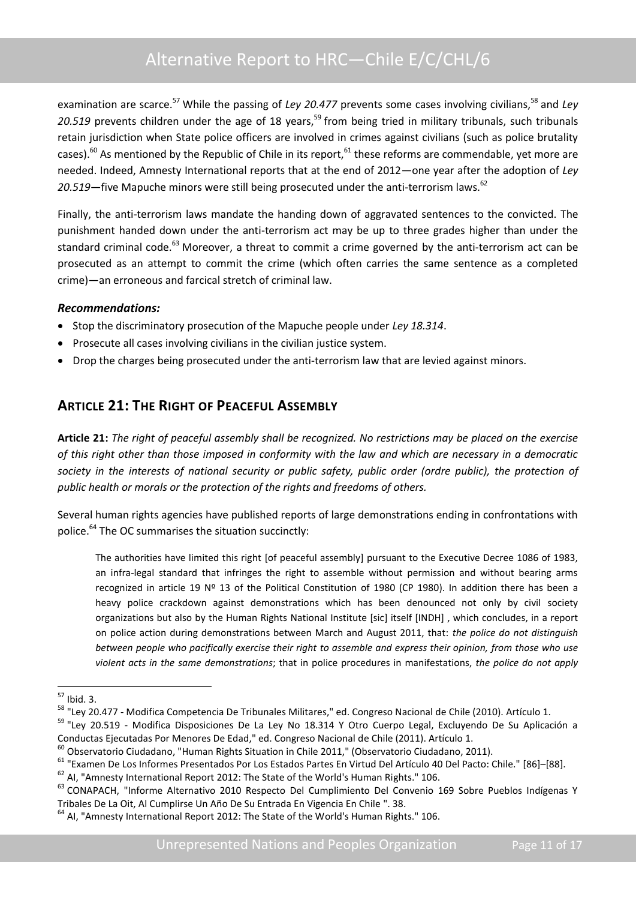examination are scarce.[57] While the passing of *Ley 20.477* prevents some cases involving civilians,[58] and *Ley 20.519* prevents children under the age of 18 years,[59] from being tried in military tribunals, such tribunals retain jurisdiction when State police officers are involved in crimes against civilians (such as police brutality cases).[60] As mentioned by the Republic of Chile in its report,[61] these reforms are commendable, yet more are needed. Indeed, Amnesty International reports that at the end of 2012—one year after the adoption of *Ley 20.519*—five Mapuche minors were still being prosecuted under the anti-terrorism laws.[62]

Finally, the anti-terrorism laws mandate the handing down of aggravated sentences to the convicted. The punishment handed down under the anti-terrorism act may be up to three grades higher than under the standard criminal code.[63] Moreover, a threat to commit a crime governed by the anti-terrorism act can be prosecuted as an attempt to commit the crime (which often carries the same sentence as a completed crime)—an erroneous and farcical stretch of criminal law.

***Recommendations:***

- Stop the discriminatory prosecution of the Mapuche people under *Ley 18.314*.
- Prosecute all cases involving civilians in the civilian justice system.
- Drop the charges being prosecuted under the anti-terrorism law that are levied against minors.

## Article 21: The Right of Peaceful Assembly

**Article 21:** *The right of peaceful assembly shall be recognized. No restrictions may be placed on the exercise of this right other than those imposed in conformity with the law and which are necessary in a democratic society in the interests of national security or public safety, public order (ordre public), the protection of public health or morals or the protection of the rights and freedoms of others.*

Several human rights agencies have published reports of large demonstrations ending in confrontations with police.[64] The OC summarises the situation succinctly:

> The authorities have limited this right [of peaceful assembly] pursuant to the Executive Decree 1086 of 1983, an infra-legal standard that infringes the right to assemble without permission and without bearing arms recognized in article 19 Nº 13 of the Political Constitution of 1980 (CP 1980). In addition there has been a heavy police crackdown against demonstrations which has been denounced not only by civil society organizations but also by the Human Rights National Institute [sic] itself [INDH] , which concludes, in a report on police action during demonstrations between March and August 2011, that: *the police do not distinguish between people who pacifically exercise their right to assemble and express their opinion, from those who use violent acts in the same demonstrations*; that in police procedures in manifestations, *the police do not apply*

---

[57] Ibid. 3.

[58] "Ley 20.477 - Modifica Competencia De Tribunales Militares," ed. Congreso Nacional de Chile (2010). Artículo 1.

[59] "Ley 20.519 - Modifica Disposiciones De La Ley No 18.314 Y Otro Cuerpo Legal, Excluyendo De Su Aplicación a Conductas Ejecutadas Por Menores De Edad," ed. Congreso Nacional de Chile (2011). Artículo 1.

[60] Observatorio Ciudadano, "Human Rights Situation in Chile 2011," (Observatorio Ciudadano, 2011).

[61] "Examen De Los Informes Presentados Por Los Estados Partes En Virtud Del Artículo 40 Del Pacto: Chile." [86]–[88].

[62] AI, "Amnesty International Report 2012: The State of the World's Human Rights." 106.

[63] CONAPACH, "Informe Alternativo 2010 Respecto Del Cumplimiento Del Convenio 169 Sobre Pueblos Indígenas Y Tribales De La Oit, Al Cumplirse Un Año De Su Entrada En Vigencia En Chile ". 38.

[64] AI, "Amnesty International Report 2012: The State of the World's Human Rights." 106.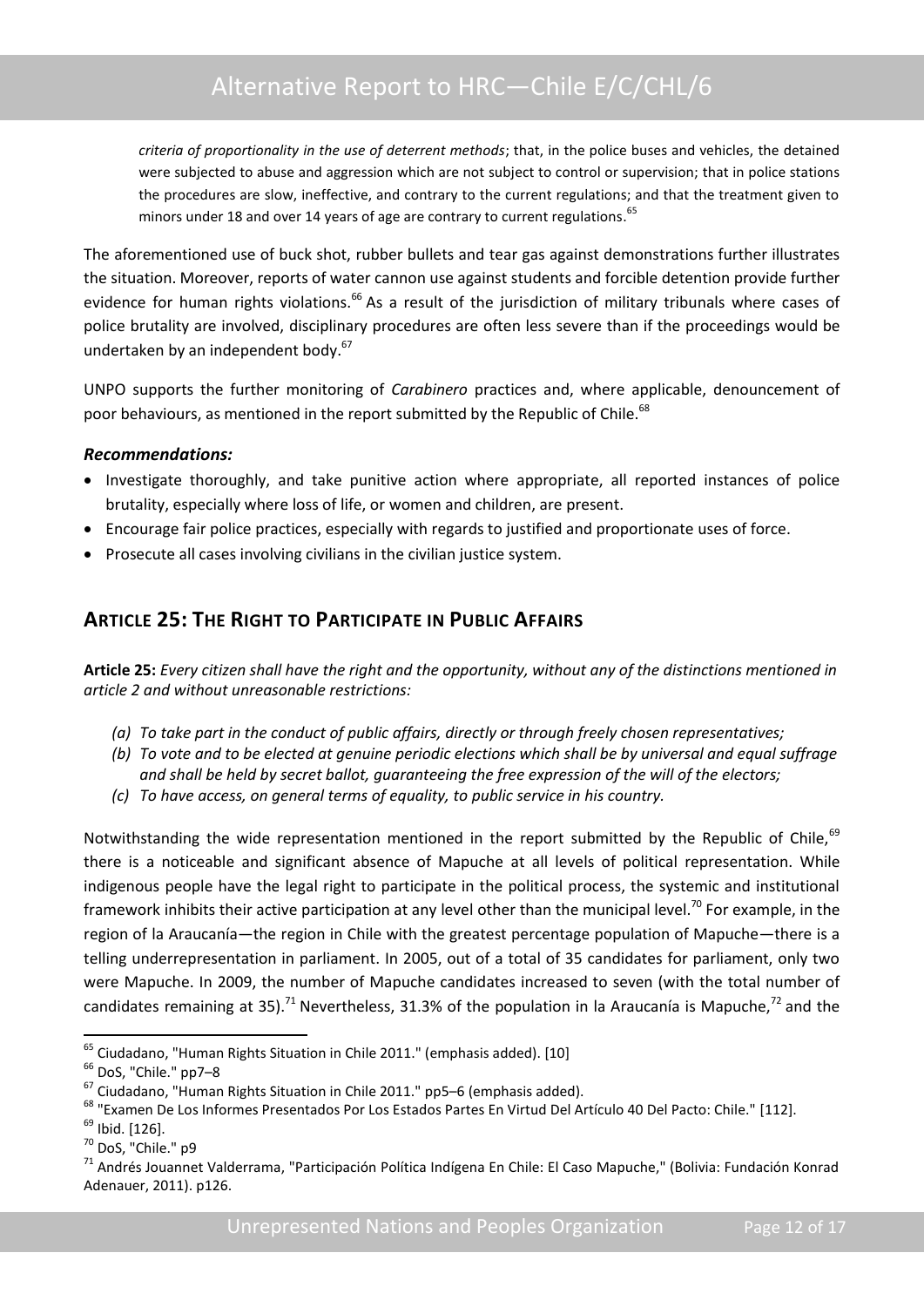*criteria of proportionality in the use of deterrent methods*; that, in the police buses and vehicles, the detained were subjected to abuse and aggression which are not subject to control or supervision; that in police stations the procedures are slow, ineffective, and contrary to the current regulations; and that the treatment given to minors under 18 and over 14 years of age are contrary to current regulations.[65]

The aforementioned use of buck shot, rubber bullets and tear gas against demonstrations further illustrates the situation. Moreover, reports of water cannon use against students and forcible detention provide further evidence for human rights violations.[66] As a result of the jurisdiction of military tribunals where cases of police brutality are involved, disciplinary procedures are often less severe than if the proceedings would be undertaken by an independent body.[67]

UNPO supports the further monitoring of *Carabinero* practices and, where applicable, denouncement of poor behaviours, as mentioned in the report submitted by the Republic of Chile.[68]

### *Recommendations:*

- Investigate thoroughly, and take punitive action where appropriate, all reported instances of police brutality, especially where loss of life, or women and children, are present.
- Encourage fair police practices, especially with regards to justified and proportionate uses of force.
- Prosecute all cases involving civilians in the civilian justice system.

## Article 25: The Right to Participate in Public Affairs

**Article 25:** *Every citizen shall have the right and the opportunity, without any of the distinctions mentioned in article 2 and without unreasonable restrictions:*

- *(a) To take part in the conduct of public affairs, directly or through freely chosen representatives;*
- *(b) To vote and to be elected at genuine periodic elections which shall be by universal and equal suffrage and shall be held by secret ballot, guaranteeing the free expression of the will of the electors;*
- *(c) To have access, on general terms of equality, to public service in his country.*

Notwithstanding the wide representation mentioned in the report submitted by the Republic of Chile,[69] there is a noticeable and significant absence of Mapuche at all levels of political representation. While indigenous people have the legal right to participate in the political process, the systemic and institutional framework inhibits their active participation at any level other than the municipal level.[70] For example, in the region of la Araucanía—the region in Chile with the greatest percentage population of Mapuche—there is a telling underrepresentation in parliament. In 2005, out of a total of 35 candidates for parliament, only two were Mapuche. In 2009, the number of Mapuche candidates increased to seven (with the total number of candidates remaining at 35).[71] Nevertheless, 31.3% of the population in la Araucanía is Mapuche,[72] and the

---

[65] Ciudadano, "Human Rights Situation in Chile 2011." (emphasis added). [10]

[66] DoS, "Chile." pp7–8

[67] Ciudadano, "Human Rights Situation in Chile 2011." pp5–6 (emphasis added).

[68] "Examen De Los Informes Presentados Por Los Estados Partes En Virtud Del Artículo 40 Del Pacto: Chile." [112].

[69] Ibid. [126].

[70] DoS, "Chile." p9

[71] Andrés Jouannet Valderrama, "Participación Política Indígena En Chile: El Caso Mapuche," (Bolivia: Fundación Konrad Adenauer, 2011). p126.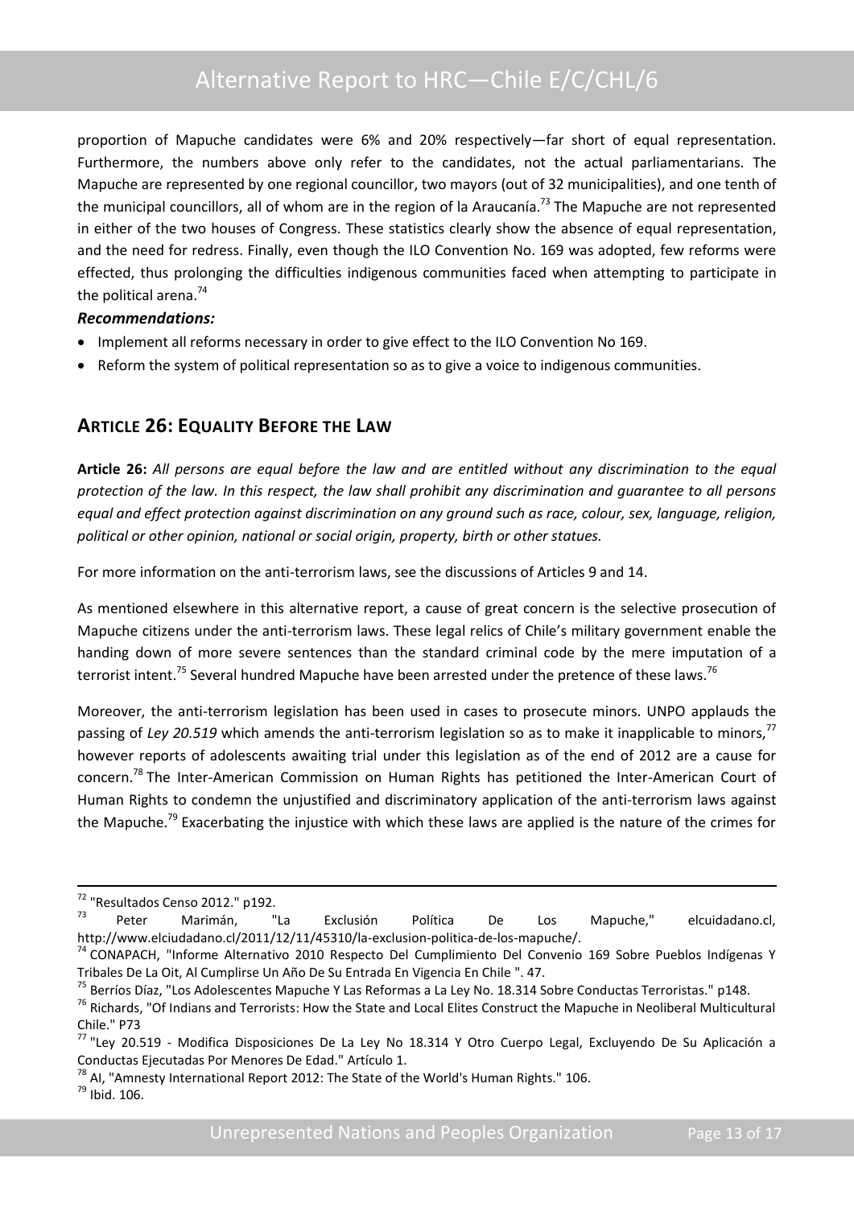proportion of Mapuche candidates were 6% and 20% respectively—far short of equal representation. Furthermore, the numbers above only refer to the candidates, not the actual parliamentarians. The Mapuche are represented by one regional councillor, two mayors (out of 32 municipalities), and one tenth of the municipal councillors, all of whom are in the region of la Araucanía.[73] The Mapuche are not represented in either of the two houses of Congress. These statistics clearly show the absence of equal representation, and the need for redress. Finally, even though the ILO Convention No. 169 was adopted, few reforms were effected, thus prolonging the difficulties indigenous communities faced when attempting to participate in the political arena.[74]

***Recommendations:***

- Implement all reforms necessary in order to give effect to the ILO Convention No 169.
- Reform the system of political representation so as to give a voice to indigenous communities.

## ARTICLE 26: EQUALITY BEFORE THE LAW

**Article 26:** *All persons are equal before the law and are entitled without any discrimination to the equal protection of the law. In this respect, the law shall prohibit any discrimination and guarantee to all persons equal and effect protection against discrimination on any ground such as race, colour, sex, language, religion, political or other opinion, national or social origin, property, birth or other statues.*

For more information on the anti-terrorism laws, see the discussions of Articles 9 and 14.

As mentioned elsewhere in this alternative report, a cause of great concern is the selective prosecution of Mapuche citizens under the anti-terrorism laws. These legal relics of Chile's military government enable the handing down of more severe sentences than the standard criminal code by the mere imputation of a terrorist intent.[75] Several hundred Mapuche have been arrested under the pretence of these laws.[76]

Moreover, the anti-terrorism legislation has been used in cases to prosecute minors. UNPO applauds the passing of *Ley 20.519* which amends the anti-terrorism legislation so as to make it inapplicable to minors,[77] however reports of adolescents awaiting trial under this legislation as of the end of 2012 are a cause for concern.[78] The Inter-American Commission on Human Rights has petitioned the Inter-American Court of Human Rights to condemn the unjustified and discriminatory application of the anti-terrorism laws against the Mapuche.[79] Exacerbating the injustice with which these laws are applied is the nature of the crimes for

---

[72] "Resultados Censo 2012." p192.

[73] Peter Marimán, "La Exclusión Política De Los Mapuche," elcuidadano.cl, http://www.elciudadano.cl/2011/12/11/45310/la-exclusion-politica-de-los-mapuche/.

[74] CONAPACH, "Informe Alternativo 2010 Respecto Del Cumplimiento Del Convenio 169 Sobre Pueblos Indígenas Y Tribales De La Oit, Al Cumplirse Un Año De Su Entrada En Vigencia En Chile ". 47.

[75] Berríos Díaz, "Los Adolescentes Mapuche Y Las Reformas a La Ley No. 18.314 Sobre Conductas Terroristas." p148.

[76] Richards, "Of Indians and Terrorists: How the State and Local Elites Construct the Mapuche in Neoliberal Multicultural Chile." P73

[77] "Ley 20.519 - Modifica Disposiciones De La Ley No 18.314 Y Otro Cuerpo Legal, Excluyendo De Su Aplicación a Conductas Ejecutadas Por Menores De Edad." Artículo 1.

[78] AI, "Amnesty International Report 2012: The State of the World's Human Rights." 106.

[79] Ibid. 106.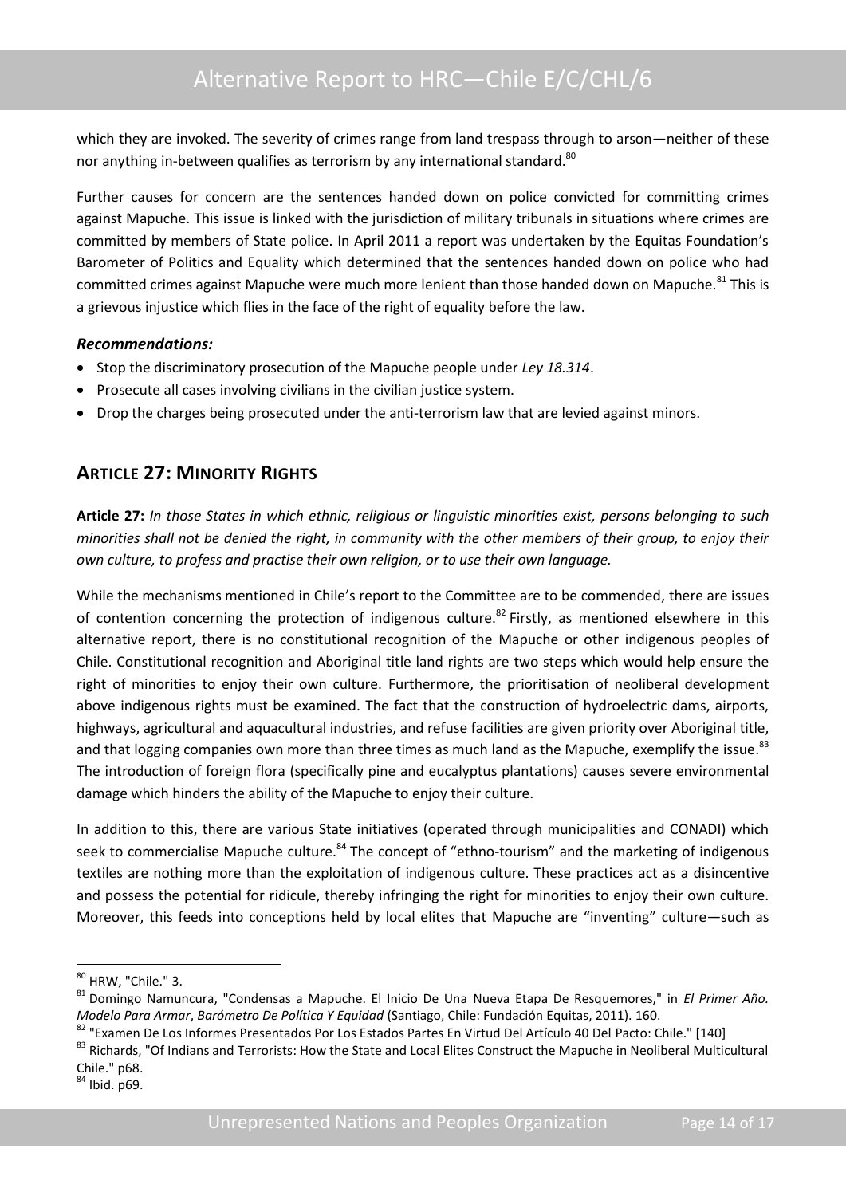which they are invoked. The severity of crimes range from land trespass through to arson—neither of these nor anything in-between qualifies as terrorism by any international standard.[80]

Further causes for concern are the sentences handed down on police convicted for committing crimes against Mapuche. This issue is linked with the jurisdiction of military tribunals in situations where crimes are committed by members of State police. In April 2011 a report was undertaken by the Equitas Foundation's Barometer of Politics and Equality which determined that the sentences handed down on police who had committed crimes against Mapuche were much more lenient than those handed down on Mapuche.[81] This is a grievous injustice which flies in the face of the right of equality before the law.

***Recommendations:***

- Stop the discriminatory prosecution of the Mapuche people under *Ley 18.314*.
- Prosecute all cases involving civilians in the civilian justice system.
- Drop the charges being prosecuted under the anti-terrorism law that are levied against minors.

## ARTICLE 27: MINORITY RIGHTS

**Article 27:** *In those States in which ethnic, religious or linguistic minorities exist, persons belonging to such minorities shall not be denied the right, in community with the other members of their group, to enjoy their own culture, to profess and practise their own religion, or to use their own language.*

While the mechanisms mentioned in Chile's report to the Committee are to be commended, there are issues of contention concerning the protection of indigenous culture.[82] Firstly, as mentioned elsewhere in this alternative report, there is no constitutional recognition of the Mapuche or other indigenous peoples of Chile. Constitutional recognition and Aboriginal title land rights are two steps which would help ensure the right of minorities to enjoy their own culture. Furthermore, the prioritisation of neoliberal development above indigenous rights must be examined. The fact that the construction of hydroelectric dams, airports, highways, agricultural and aquacultural industries, and refuse facilities are given priority over Aboriginal title, and that logging companies own more than three times as much land as the Mapuche, exemplify the issue.[83] The introduction of foreign flora (specifically pine and eucalyptus plantations) causes severe environmental damage which hinders the ability of the Mapuche to enjoy their culture.

In addition to this, there are various State initiatives (operated through municipalities and CONADI) which seek to commercialise Mapuche culture.[84] The concept of "ethno-tourism" and the marketing of indigenous textiles are nothing more than the exploitation of indigenous culture. These practices act as a disincentive and possess the potential for ridicule, thereby infringing the right for minorities to enjoy their own culture. Moreover, this feeds into conceptions held by local elites that Mapuche are "inventing" culture—such as

---

[80] HRW, "Chile." 3.

[81] Domingo Namuncura, "Condensas a Mapuche. El Inicio De Una Nueva Etapa De Resquemores," in *El Primer Año. Modelo Para Armar*, *Barómetro De Política Y Equidad* (Santiago, Chile: Fundación Equitas, 2011). 160.

[82] "Examen De Los Informes Presentados Por Los Estados Partes En Virtud Del Artículo 40 Del Pacto: Chile." [140]

[83] Richards, "Of Indians and Terrorists: How the State and Local Elites Construct the Mapuche in Neoliberal Multicultural Chile." p68.

[84] Ibid. p69.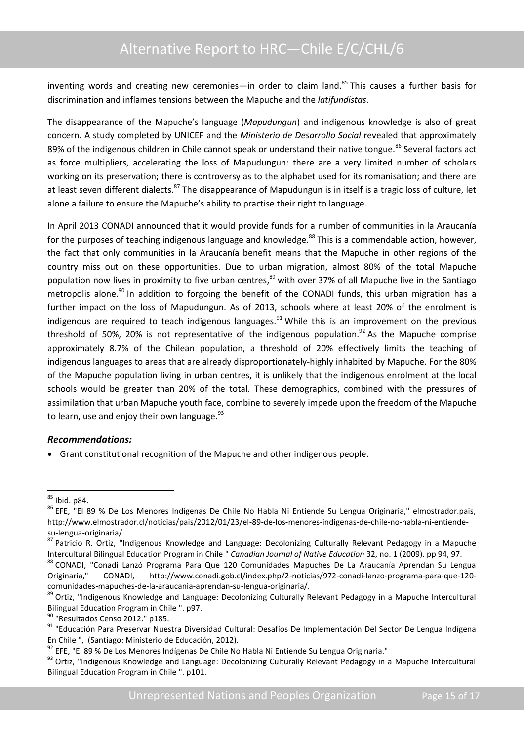inventing words and creating new ceremonies—in order to claim land.[85] This causes a further basis for discrimination and inflames tensions between the Mapuche and the *latifundistas*.

The disappearance of the Mapuche's language (*Mapudungun*) and indigenous knowledge is also of great concern. A study completed by UNICEF and the *Ministerio de Desarrollo Social* revealed that approximately 89% of the indigenous children in Chile cannot speak or understand their native tongue.[86] Several factors act as force multipliers, accelerating the loss of Mapudungun: there are a very limited number of scholars working on its preservation; there is controversy as to the alphabet used for its romanisation; and there are at least seven different dialects.[87] The disappearance of Mapudungun is in itself is a tragic loss of culture, let alone a failure to ensure the Mapuche's ability to practise their right to language.

In April 2013 CONADI announced that it would provide funds for a number of communities in la Araucanía for the purposes of teaching indigenous language and knowledge.[88] This is a commendable action, however, the fact that only communities in la Araucanía benefit means that the Mapuche in other regions of the country miss out on these opportunities. Due to urban migration, almost 80% of the total Mapuche population now lives in proximity to five urban centres,[89] with over 37% of all Mapuche live in the Santiago metropolis alone.[90] In addition to forgoing the benefit of the CONADI funds, this urban migration has a further impact on the loss of Mapudungun. As of 2013, schools where at least 20% of the enrolment is indigenous are required to teach indigenous languages.[91] While this is an improvement on the previous threshold of 50%, 20% is not representative of the indigenous population.[92] As the Mapuche comprise approximately 8.7% of the Chilean population, a threshold of 20% effectively limits the teaching of indigenous languages to areas that are already disproportionately-highly inhabited by Mapuche. For the 80% of the Mapuche population living in urban centres, it is unlikely that the indigenous enrolment at the local schools would be greater than 20% of the total. These demographics, combined with the pressures of assimilation that urban Mapuche youth face, combine to severely impede upon the freedom of the Mapuche to learn, use and enjoy their own language.[93]

### *Recommendations:*

- Grant constitutional recognition of the Mapuche and other indigenous people.

---

[85] Ibid. p84.

[86] EFE, "El 89 % De Los Menores Indígenas De Chile No Habla Ni Entiende Su Lengua Originaria," elmostrador.pais, http://www.elmostrador.cl/noticias/pais/2012/01/23/el-89-de-los-menores-indigenas-de-chile-no-habla-ni-entiende-su-lengua-originaria/.

[87] Patricio R. Ortiz, "Indigenous Knowledge and Language: Decolonizing Culturally Relevant Pedagogy in a Mapuche Intercultural Bilingual Education Program in Chile " *Canadian Journal of Native Education* 32, no. 1 (2009). pp 94, 97.

[88] CONADI, "Conadi Lanzó Programa Para Que 120 Comunidades Mapuches De La Araucanía Aprendan Su Lengua Originaria," CONADI, http://www.conadi.gob.cl/index.php/2-noticias/972-conadi-lanzo-programa-para-que-120-comunidades-mapuches-de-la-araucania-aprendan-su-lengua-originaria/.

[89] Ortiz, "Indigenous Knowledge and Language: Decolonizing Culturally Relevant Pedagogy in a Mapuche Intercultural Bilingual Education Program in Chile ". p97.

[90] "Resultados Censo 2012." p185.

[91] "Educación Para Preservar Nuestra Diversidad Cultural: Desafíos De Implementación Del Sector De Lengua Indígena En Chile ", (Santiago: Ministerio de Educación, 2012).

[92] EFE, "El 89 % De Los Menores Indígenas De Chile No Habla Ni Entiende Su Lengua Originaria."

[93] Ortiz, "Indigenous Knowledge and Language: Decolonizing Culturally Relevant Pedagogy in a Mapuche Intercultural Bilingual Education Program in Chile ". p101.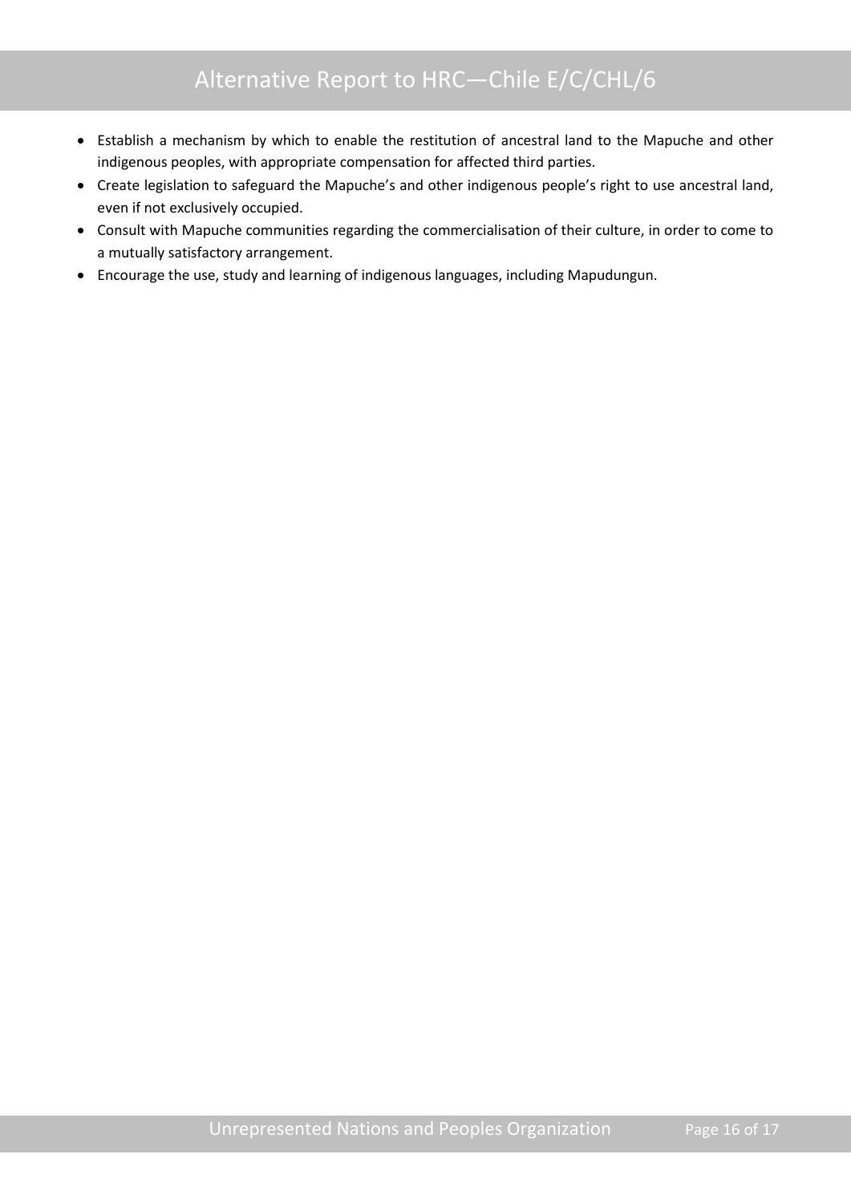- Establish a mechanism by which to enable the restitution of ancestral land to the Mapuche and other indigenous peoples, with appropriate compensation for affected third parties.
- Create legislation to safeguard the Mapuche's and other indigenous people's right to use ancestral land, even if not exclusively occupied.
- Consult with Mapuche communities regarding the commercialisation of their culture, in order to come to a mutually satisfactory arrangement.
- Encourage the use, study and learning of indigenous languages, including Mapudungun.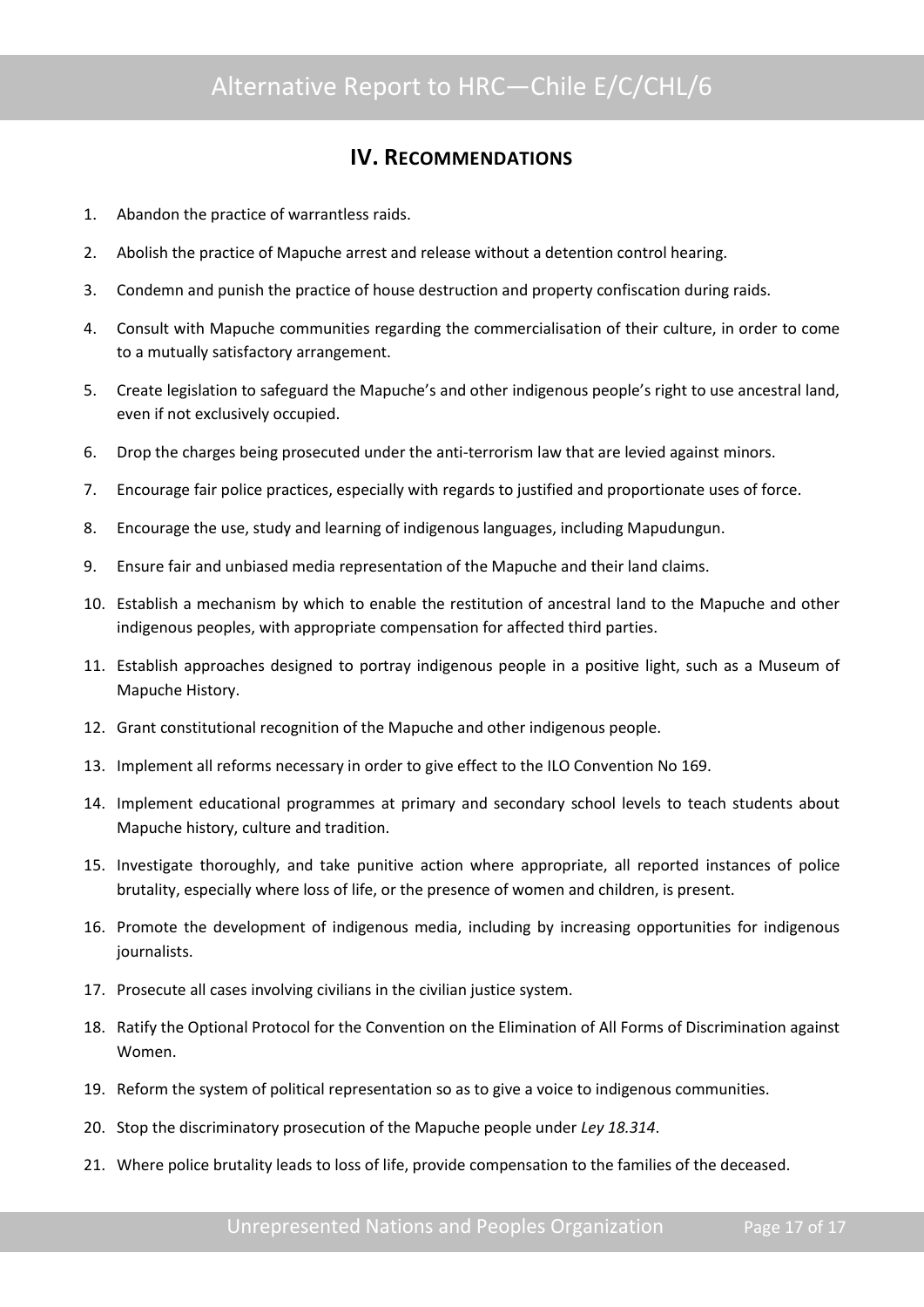## IV. Recommendations

1. Abandon the practice of warrantless raids.
2. Abolish the practice of Mapuche arrest and release without a detention control hearing.
3. Condemn and punish the practice of house destruction and property confiscation during raids.
4. Consult with Mapuche communities regarding the commercialisation of their culture, in order to come to a mutually satisfactory arrangement.
5. Create legislation to safeguard the Mapuche's and other indigenous people's right to use ancestral land, even if not exclusively occupied.
6. Drop the charges being prosecuted under the anti-terrorism law that are levied against minors.
7. Encourage fair police practices, especially with regards to justified and proportionate uses of force.
8. Encourage the use, study and learning of indigenous languages, including Mapudungun.
9. Ensure fair and unbiased media representation of the Mapuche and their land claims.
10. Establish a mechanism by which to enable the restitution of ancestral land to the Mapuche and other indigenous peoples, with appropriate compensation for affected third parties.
11. Establish approaches designed to portray indigenous people in a positive light, such as a Museum of Mapuche History.
12. Grant constitutional recognition of the Mapuche and other indigenous people.
13. Implement all reforms necessary in order to give effect to the ILO Convention No 169.
14. Implement educational programmes at primary and secondary school levels to teach students about Mapuche history, culture and tradition.
15. Investigate thoroughly, and take punitive action where appropriate, all reported instances of police brutality, especially where loss of life, or the presence of women and children, is present.
16. Promote the development of indigenous media, including by increasing opportunities for indigenous journalists.
17. Prosecute all cases involving civilians in the civilian justice system.
18. Ratify the Optional Protocol for the Convention on the Elimination of All Forms of Discrimination against Women.
19. Reform the system of political representation so as to give a voice to indigenous communities.
20. Stop the discriminatory prosecution of the Mapuche people under *Ley 18.314*.
21. Where police brutality leads to loss of life, provide compensation to the families of the deceased.